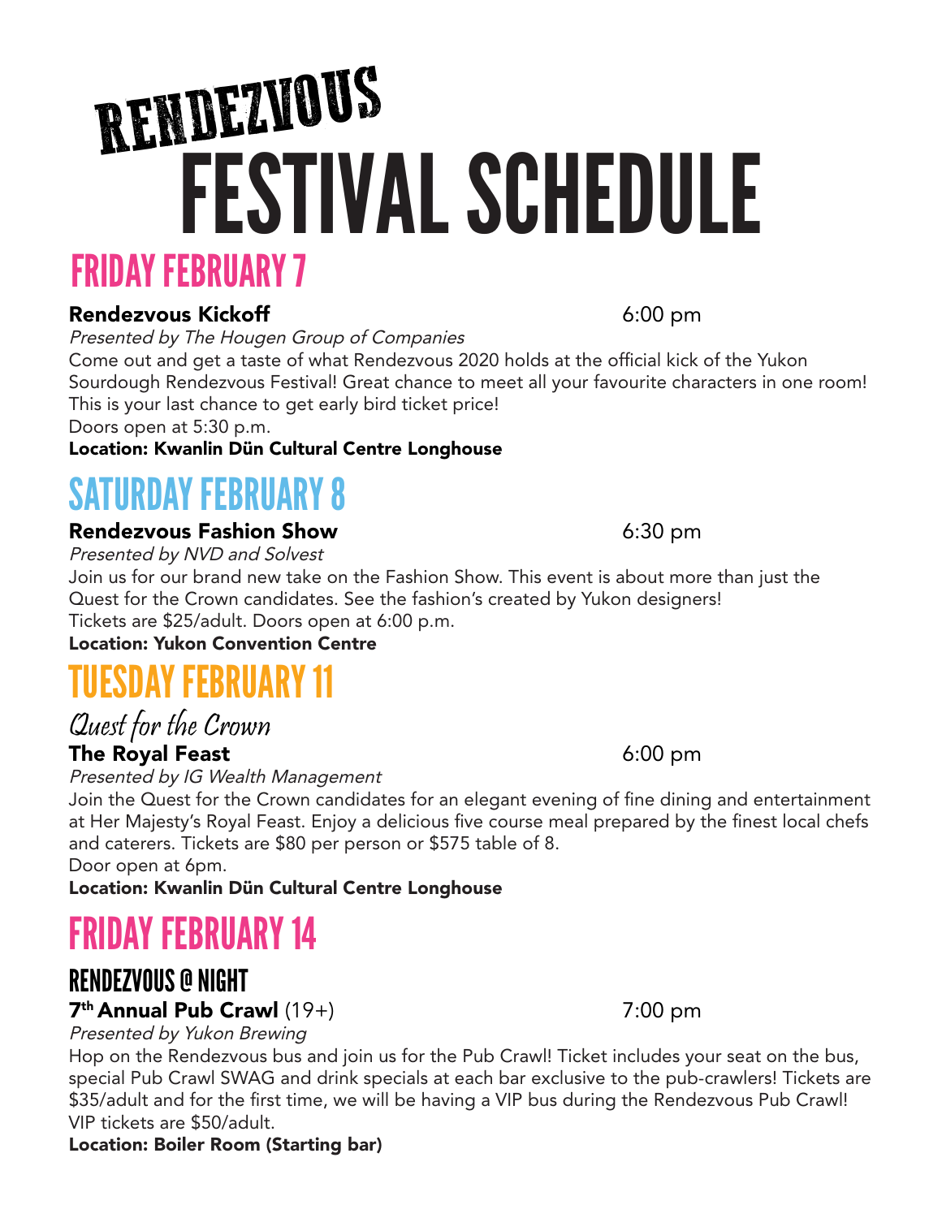# RENDEZVOUS FESTIVAL SCHEDULE

## FRIDAY FEBRUARY 7

**Rendezvous Kickoff** 6:00 pm

*Presented by The Hougen Group of Companies*

Come out and get a taste of what Rendezvous 2020 holds at the official kick of the Yukon Sourdough Rendezvous Festival! Great chance to meet all your favourite characters in one room! This is your last chance to get early bird ticket price!

Doors open at 5:30 p.m.

**Location: Kwanlin Dün Cultural Centre Longhouse**

## SATURDAY FEBRUARY 8

**Rendezvous Fashion Show** 6:30 pm

*Presented by NVD and Solvest*

Join us for our brand new take on the Fashion Show. This event is about more than just the Quest for the Crown candidates. See the fashion's created by Yukon designers!

Tickets are $25/adult. Doors open at 6:00 p.m.

**Location: Yukon Convention Centre**

## TUESDAY FEBRUARY 11

### Quest for the Crown

**The Royal Feast** 6:00 pm

*Presented by IG Wealth Management*

Join the Quest for the Crown candidates for an elegant evening of fine dining and entertainment at Her Majesty's Royal Feast. Enjoy a delicious five course meal prepared by the finest local chefs and caterers. Tickets are $80 per person or $575 table of 8.

Door open at 6pm.

**Location: Kwanlin Dün Cultural Centre Longhouse**

## FRIDAY FEBRUARY 14

### RENDEZVOUS @ NIGHT

**7th Annual Pub Crawl** (19+) 7:00 pm

*Presented by Yukon Brewing*

Hop on the Rendezvous bus and join us for the Pub Crawl! Ticket includes your seat on the bus, special Pub Crawl SWAG and drink specials at each bar exclusive to the pub-crawlers! Tickets are $35/adult and for the first time, we will be having a VIP bus during the Rendezvous Pub Crawl! VIP tickets are $50/adult.

**Location: Boiler Room (Starting bar)**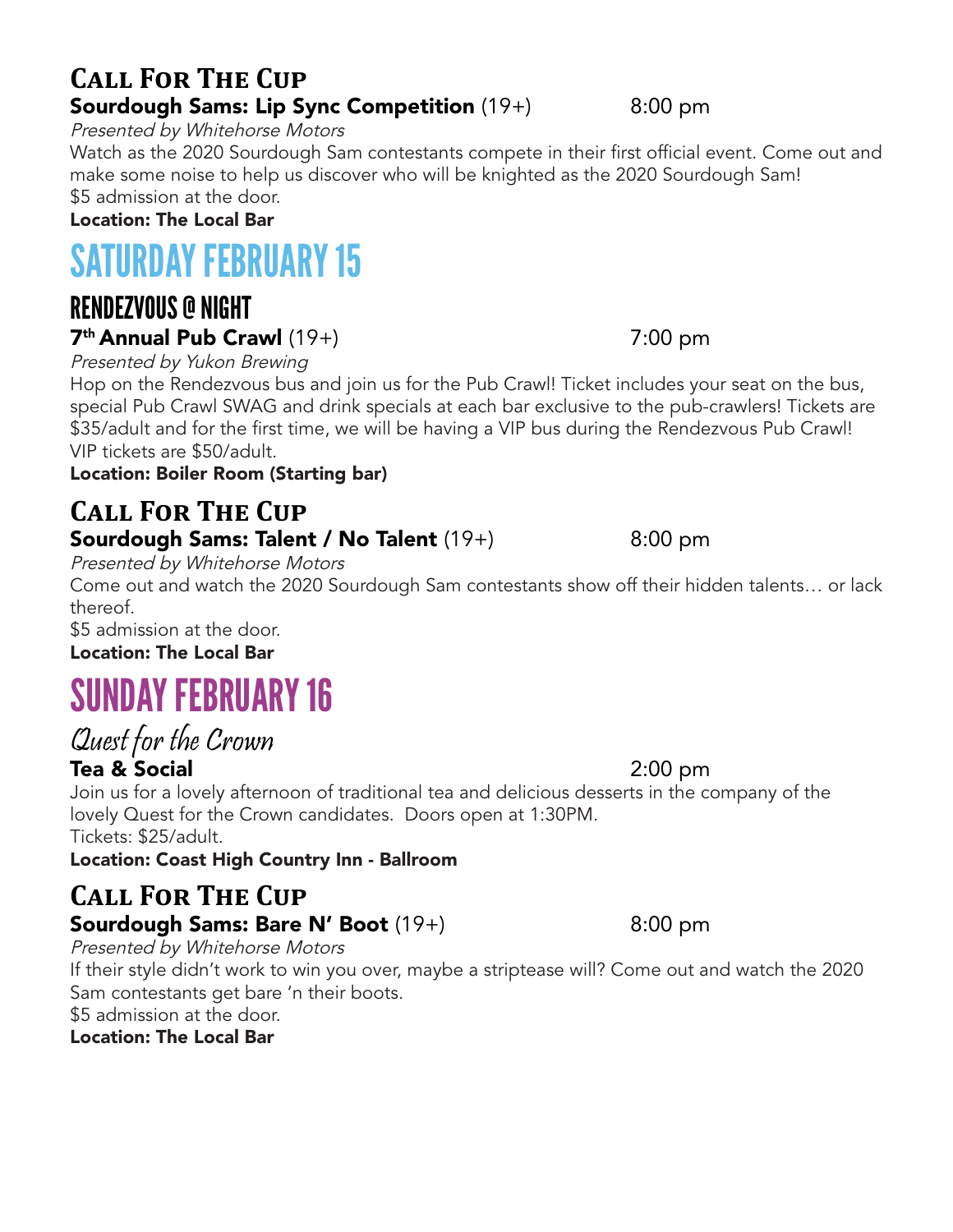### Call For The Cup

**Sourdough Sams: Lip Sync Competition** (19+) 8:00 pm

*Presented by Whitehorse Motors*

Watch as the 2020 Sourdough Sam contestants compete in their first official event. Come out and make some noise to help us discover who will be knighted as the 2020 Sourdough Sam!
$5 admission at the door.

**Location: The Local Bar**

# SATURDAY FEBRUARY 15

### RENDEZVOUS @ NIGHT

**7th Annual Pub Crawl** (19+) 7:00 pm

*Presented by Yukon Brewing*

Hop on the Rendezvous bus and join us for the Pub Crawl! Ticket includes your seat on the bus, special Pub Crawl SWAG and drink specials at each bar exclusive to the pub-crawlers! Tickets are $35/adult and for the first time, we will be having a VIP bus during the Rendezvous Pub Crawl! VIP tickets are $50/adult.

**Location: Boiler Room (Starting bar)**

### Call For The Cup

**Sourdough Sams: Talent / No Talent** (19+) 8:00 pm

*Presented by Whitehorse Motors*

Come out and watch the 2020 Sourdough Sam contestants show off their hidden talents… or lack thereof.
$5 admission at the door.

**Location: The Local Bar**

# SUNDAY FEBRUARY 16

### Quest for the Crown

**Tea & Social** 2:00 pm

Join us for a lovely afternoon of traditional tea and delicious desserts in the company of the lovely Quest for the Crown candidates. Doors open at 1:30PM.
Tickets: $25/adult.

**Location: Coast High Country Inn - Ballroom**

### Call For The Cup

**Sourdough Sams: Bare N' Boot** (19+) 8:00 pm

*Presented by Whitehorse Motors*

If their style didn't work to win you over, maybe a striptease will? Come out and watch the 2020 Sam contestants get bare 'n their boots.
$5 admission at the door.

**Location: The Local Bar**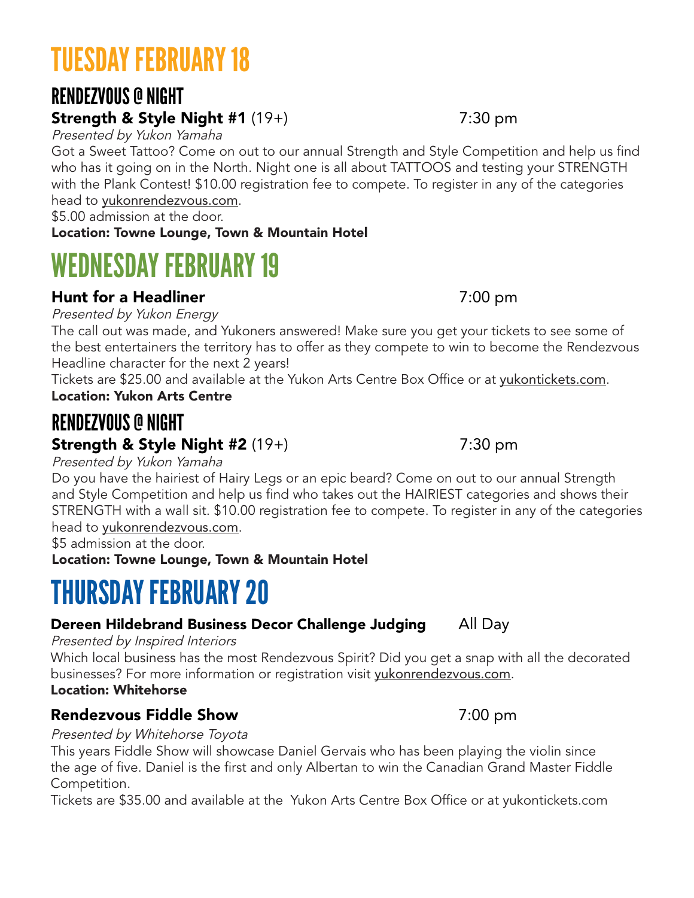# TUESDAY FEBRUARY 18

## RENDEZVOUS @ NIGHT

### **Strength & Style Night #1** (19+) 7:30 pm

*Presented by Yukon Yamaha*

Got a Sweet Tattoo? Come on out to our annual Strength and Style Competition and help us find who has it going on in the North. Night one is all about TATTOOS and testing your STRENGTH with the Plank Contest! $10.00 registration fee to compete. To register in any of the categories head to yukonrendezvous.com.

$5.00 admission at the door.

**Location: Towne Lounge, Town & Mountain Hotel**

# WEDNESDAY FEBRUARY 19

### **Hunt for a Headliner** 7:00 pm

*Presented by Yukon Energy*

The call out was made, and Yukoners answered! Make sure you get your tickets to see some of the best entertainers the territory has to offer as they compete to win to become the Rendezvous Headline character for the next 2 years!

Tickets are $25.00 and available at the Yukon Arts Centre Box Office or at yukontickets.com.

**Location: Yukon Arts Centre**

## RENDEZVOUS @ NIGHT

### **Strength & Style Night #2** (19+) 7:30 pm

*Presented by Yukon Yamaha*

Do you have the hairiest of Hairy Legs or an epic beard? Come on out to our annual Strength and Style Competition and help us find who takes out the HAIRIEST categories and shows their STRENGTH with a wall sit. $10.00 registration fee to compete. To register in any of the categories head to yukonrendezvous.com.

$5 admission at the door.

**Location: Towne Lounge, Town & Mountain Hotel**

# THURSDAY FEBRUARY 20

### **Dereen Hildebrand Business Decor Challenge Judging** All Day

*Presented by Inspired Interiors*

Which local business has the most Rendezvous Spirit? Did you get a snap with all the decorated businesses? For more information or registration visit yukonrendezvous.com.

**Location: Whitehorse**

### **Rendezvous Fiddle Show** 7:00 pm

*Presented by Whitehorse Toyota*

This years Fiddle Show will showcase Daniel Gervais who has been playing the violin since the age of five. Daniel is the first and only Albertan to win the Canadian Grand Master Fiddle Competition.

Tickets are $35.00 and available at the Yukon Arts Centre Box Office or at yukontickets.com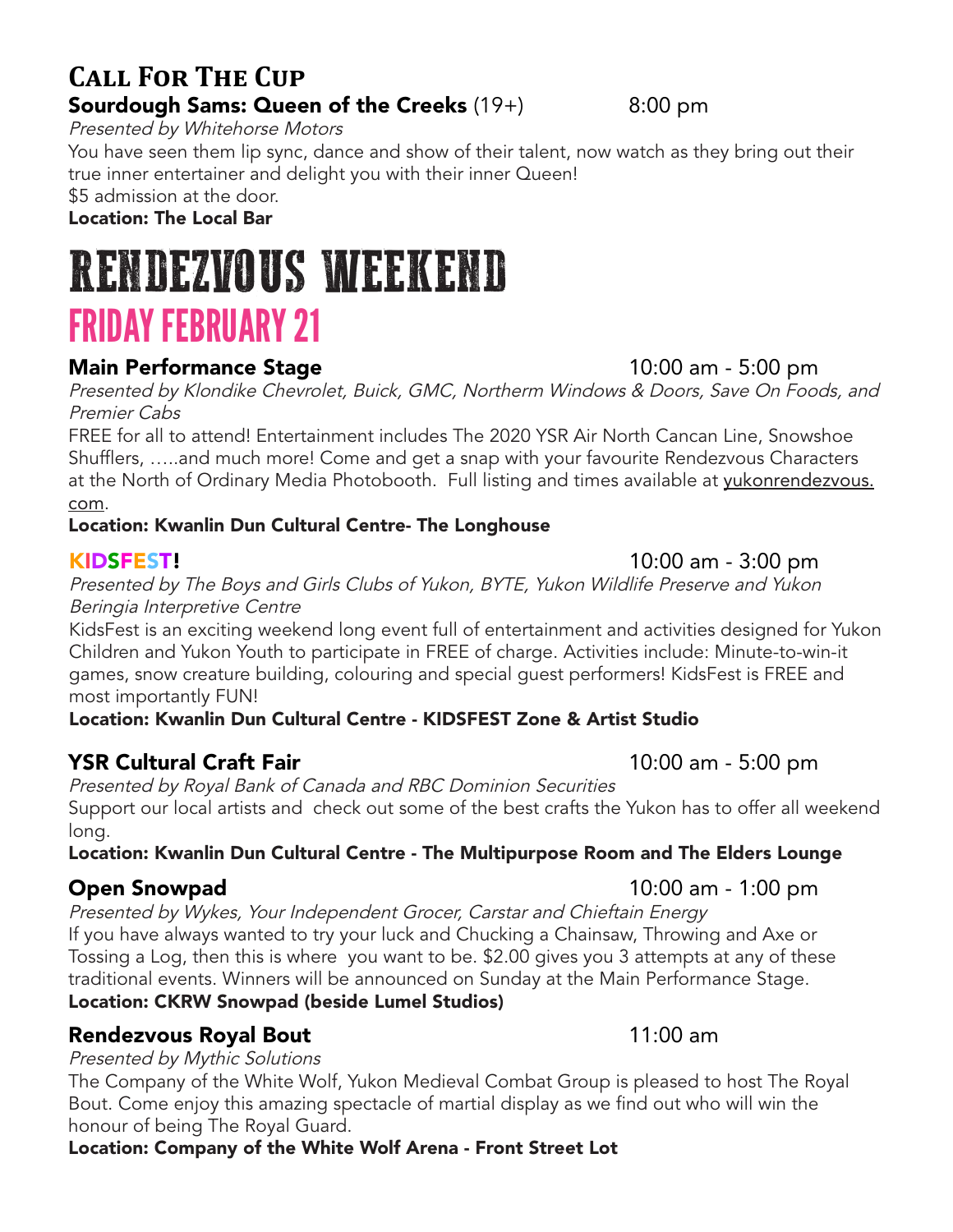## Call For The Cup

**Sourdough Sams: Queen of the Creeks** (19+) 8:00 pm

*Presented by Whitehorse Motors*

You have seen them lip sync, dance and show of their talent, now watch as they bring out their true inner entertainer and delight you with their inner Queen!

$5 admission at the door.

**Location: The Local Bar**

# RENDEZVOUS WEEKEND

## FRIDAY FEBRUARY 21

### Main Performance Stage 10:00 am - 5:00 pm

*Presented by Klondike Chevrolet, Buick, GMC, Northerm Windows & Doors, Save On Foods, and Premier Cabs*

FREE for all to attend! Entertainment includes The 2020 YSR Air North Cancan Line, Snowshoe Shufflers, …..and much more! Come and get a snap with your favourite Rendezvous Characters at the North of Ordinary Media Photobooth. Full listing and times available at yukonrendezvous.com.

**Location: Kwanlin Dun Cultural Centre- The Longhouse**

### KIDSFEST! 10:00 am - 3:00 pm

*Presented by The Boys and Girls Clubs of Yukon, BYTE, Yukon Wildlife Preserve and Yukon Beringia Interpretive Centre*

KidsFest is an exciting weekend long event full of entertainment and activities designed for Yukon Children and Yukon Youth to participate in FREE of charge. Activities include: Minute-to-win-it games, snow creature building, colouring and special guest performers! KidsFest is FREE and most importantly FUN!

**Location: Kwanlin Dun Cultural Centre - KIDSFEST Zone & Artist Studio**

### YSR Cultural Craft Fair 10:00 am - 5:00 pm

*Presented by Royal Bank of Canada and RBC Dominion Securities*

Support our local artists and check out some of the best crafts the Yukon has to offer all weekend long.

**Location: Kwanlin Dun Cultural Centre - The Multipurpose Room and The Elders Lounge**

### Open Snowpad 10:00 am - 1:00 pm

*Presented by Wykes, Your Independent Grocer, Carstar and Chieftain Energy*

If you have always wanted to try your luck and Chucking a Chainsaw, Throwing and Axe or Tossing a Log, then this is where you want to be. $2.00 gives you 3 attempts at any of these traditional events. Winners will be announced on Sunday at the Main Performance Stage.

**Location: CKRW Snowpad (beside Lumel Studios)**

### Rendezvous Royal Bout 11:00 am

*Presented by Mythic Solutions*

The Company of the White Wolf, Yukon Medieval Combat Group is pleased to host The Royal Bout. Come enjoy this amazing spectacle of martial display as we find out who will win the honour of being The Royal Guard.

**Location: Company of the White Wolf Arena - Front Street Lot**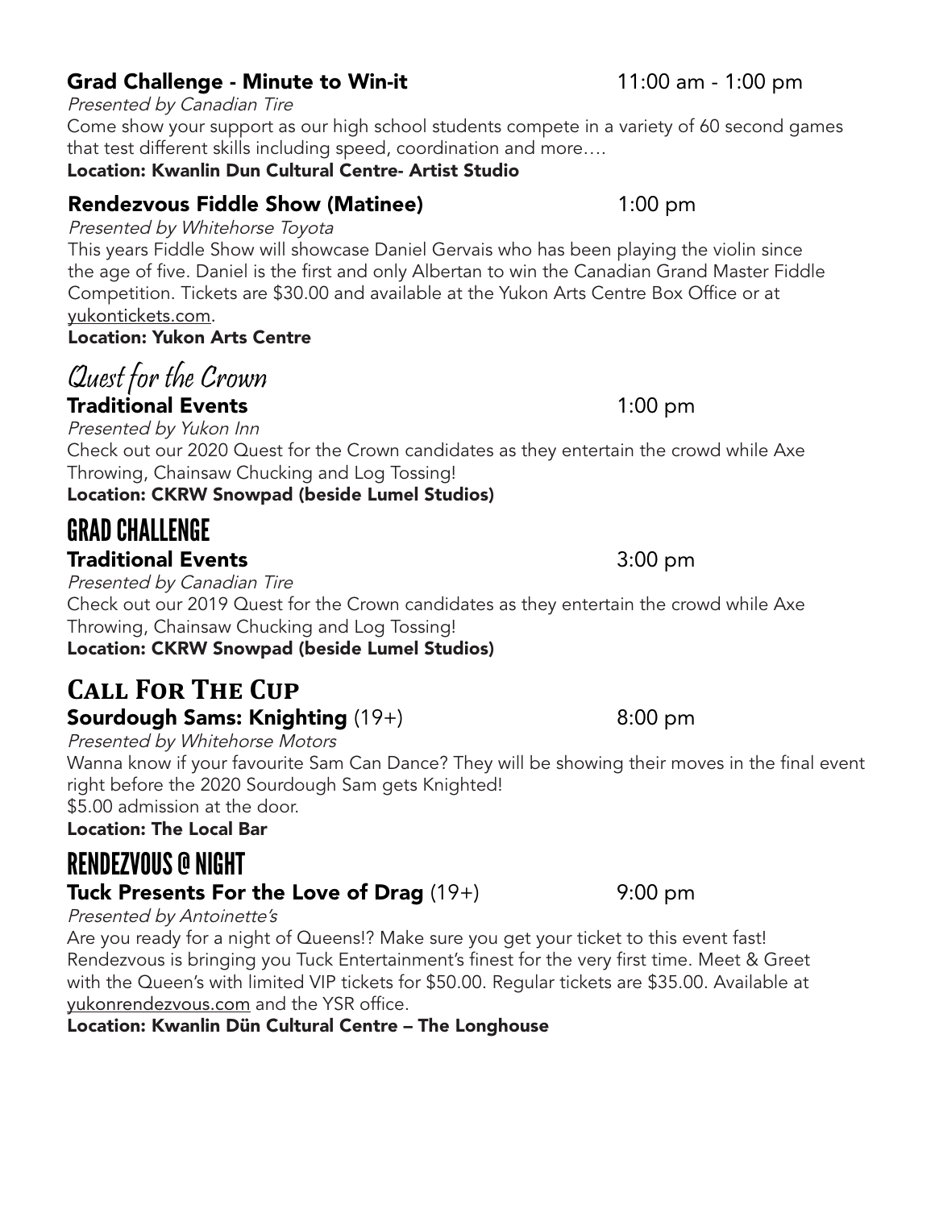### Grad Challenge - Minute to Win-it — 11:00 am - 1:00 pm

*Presented by Canadian Tire*

Come show your support as our high school students compete in a variety of 60 second games that test different skills including speed, coordination and more….

**Location: Kwanlin Dun Cultural Centre- Artist Studio**

### Rendezvous Fiddle Show (Matinee) — 1:00 pm

*Presented by Whitehorse Toyota*

This years Fiddle Show will showcase Daniel Gervais who has been playing the violin since the age of five. Daniel is the first and only Albertan to win the Canadian Grand Master Fiddle Competition. Tickets are $30.00 and available at the Yukon Arts Centre Box Office or at yukontickets.com.

**Location: Yukon Arts Centre**

## Quest for the Crown

### Traditional Events — 1:00 pm

*Presented by Yukon Inn*

Check out our 2020 Quest for the Crown candidates as they entertain the crowd while Axe Throwing, Chainsaw Chucking and Log Tossing!

**Location: CKRW Snowpad (beside Lumel Studios)**

## GRAD CHALLENGE

### Traditional Events — 3:00 pm

*Presented by Canadian Tire*

Check out our 2019 Quest for the Crown candidates as they entertain the crowd while Axe Throwing, Chainsaw Chucking and Log Tossing!

**Location: CKRW Snowpad (beside Lumel Studios)**

## Call For The Cup

### Sourdough Sams: Knighting (19+) — 8:00 pm

*Presented by Whitehorse Motors*

Wanna know if your favourite Sam Can Dance? They will be showing their moves in the final event right before the 2020 Sourdough Sam gets Knighted!

$5.00 admission at the door.

**Location: The Local Bar**

## RENDEZVOUS @ NIGHT

### Tuck Presents For the Love of Drag (19+) — 9:00 pm

*Presented by Antoinette's*

Are you ready for a night of Queens!? Make sure you get your ticket to this event fast! Rendezvous is bringing you Tuck Entertainment's finest for the very first time. Meet & Greet with the Queen's with limited VIP tickets for $50.00. Regular tickets are $35.00. Available at yukonrendezvous.com and the YSR office.

**Location: Kwanlin Dün Cultural Centre – The Longhouse**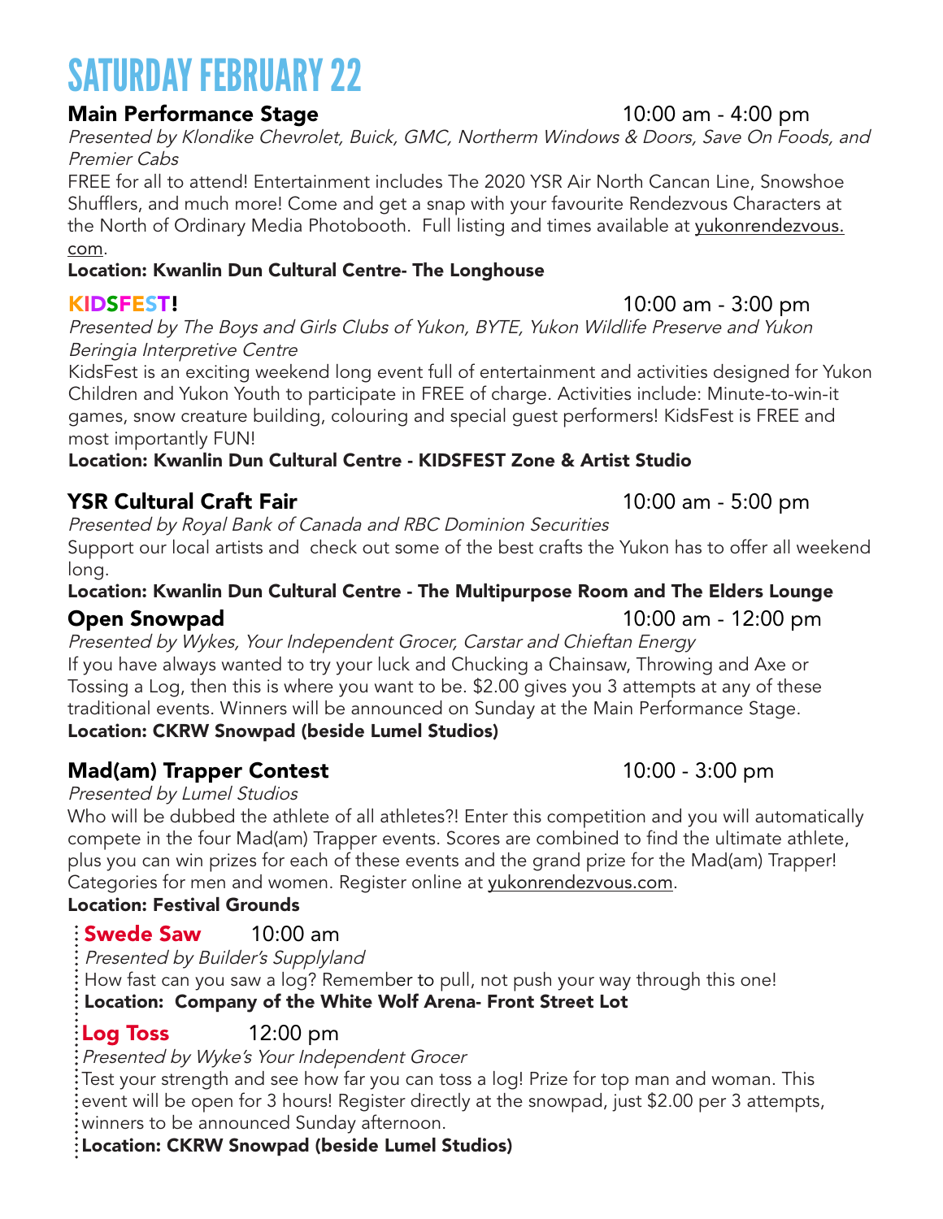# SATURDAY FEBRUARY 22

## Main Performance Stage 10:00 am - 4:00 pm

*Presented by Klondike Chevrolet, Buick, GMC, Northerm Windows & Doors, Save On Foods, and Premier Cabs*

FREE for all to attend! Entertainment includes The 2020 YSR Air North Cancan Line, Snowshoe Shufflers, and much more! Come and get a snap with your favourite Rendezvous Characters at the North of Ordinary Media Photobooth. Full listing and times available at yukonrendezvous.com.

**Location: Kwanlin Dun Cultural Centre- The Longhouse**

## KIDSFEST! 10:00 am - 3:00 pm

*Presented by The Boys and Girls Clubs of Yukon, BYTE, Yukon Wildlife Preserve and Yukon Beringia Interpretive Centre*

KidsFest is an exciting weekend long event full of entertainment and activities designed for Yukon Children and Yukon Youth to participate in FREE of charge. Activities include: Minute-to-win-it games, snow creature building, colouring and special guest performers! KidsFest is FREE and most importantly FUN!

**Location: Kwanlin Dun Cultural Centre - KIDSFEST Zone & Artist Studio**

## YSR Cultural Craft Fair 10:00 am - 5:00 pm

*Presented by Royal Bank of Canada and RBC Dominion Securities*

Support our local artists and check out some of the best crafts the Yukon has to offer all weekend long.

**Location: Kwanlin Dun Cultural Centre - The Multipurpose Room and The Elders Lounge**

## Open Snowpad 10:00 am - 12:00 pm

*Presented by Wykes, Your Independent Grocer, Carstar and Chieftan Energy*

If you have always wanted to try your luck and Chucking a Chainsaw, Throwing and Axe or Tossing a Log, then this is where you want to be. $2.00 gives you 3 attempts at any of these traditional events. Winners will be announced on Sunday at the Main Performance Stage.

**Location: CKRW Snowpad (beside Lumel Studios)**

## Mad(am) Trapper Contest 10:00 - 3:00 pm

*Presented by Lumel Studios*

Who will be dubbed the athlete of all athletes?! Enter this competition and you will automatically compete in the four Mad(am) Trapper events. Scores are combined to find the ultimate athlete, plus you can win prizes for each of these events and the grand prize for the Mad(am) Trapper! Categories for men and women. Register online at yukonrendezvous.com.

**Location: Festival Grounds**

### Swede Saw 10:00 am

*Presented by Builder's Supplyland*

How fast can you saw a log? Remember to pull, not push your way through this one!

**Location: Company of the White Wolf Arena- Front Street Lot**

### Log Toss 12:00 pm

*Presented by Wyke's Your Independent Grocer*

Test your strength and see how far you can toss a log! Prize for top man and woman. This event will be open for 3 hours! Register directly at the snowpad, just $2.00 per 3 attempts, winners to be announced Sunday afternoon.

**Location: CKRW Snowpad (beside Lumel Studios)**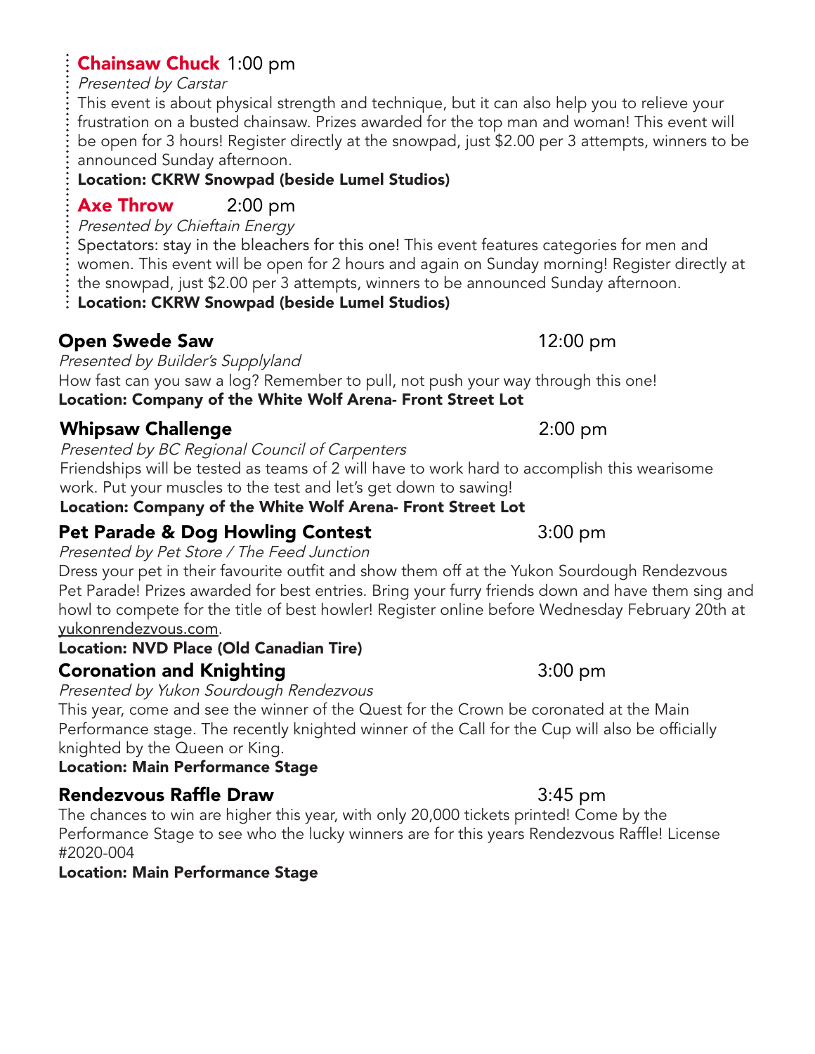## Chainsaw Chuck 1:00 pm

*Presented by Carstar*

This event is about physical strength and technique, but it can also help you to relieve your frustration on a busted chainsaw. Prizes awarded for the top man and woman! This event will be open for 3 hours! Register directly at the snowpad, just $2.00 per 3 attempts, winners to be announced Sunday afternoon.

**Location: CKRW Snowpad (beside Lumel Studios)**

## Axe Throw 2:00 pm

*Presented by Chieftain Energy*

Spectators: stay in the bleachers for this one! This event features categories for men and women. This event will be open for 2 hours and again on Sunday morning! Register directly at the snowpad, just $2.00 per 3 attempts, winners to be announced Sunday afternoon.

**Location: CKRW Snowpad (beside Lumel Studios)**

## Open Swede Saw 12:00 pm

*Presented by Builder's Supplyland*

How fast can you saw a log? Remember to pull, not push your way through this one!

**Location: Company of the White Wolf Arena- Front Street Lot**

## Whipsaw Challenge 2:00 pm

*Presented by BC Regional Council of Carpenters*

Friendships will be tested as teams of 2 will have to work hard to accomplish this wearisome work. Put your muscles to the test and let's get down to sawing!

**Location: Company of the White Wolf Arena- Front Street Lot**

## Pet Parade & Dog Howling Contest 3:00 pm

*Presented by Pet Store / The Feed Junction*

Dress your pet in their favourite outfit and show them off at the Yukon Sourdough Rendezvous Pet Parade! Prizes awarded for best entries. Bring your furry friends down and have them sing and howl to compete for the title of best howler! Register online before Wednesday February 20th at yukonrendezvous.com.

**Location: NVD Place (Old Canadian Tire)**

## Coronation and Knighting 3:00 pm

*Presented by Yukon Sourdough Rendezvous*

This year, come and see the winner of the Quest for the Crown be coronated at the Main Performance stage. The recently knighted winner of the Call for the Cup will also be officially knighted by the Queen or King.

**Location: Main Performance Stage**

## Rendezvous Raffle Draw 3:45 pm

The chances to win are higher this year, with only 20,000 tickets printed! Come by the Performance Stage to see who the lucky winners are for this years Rendezvous Raffle! License #2020-004

**Location: Main Performance Stage**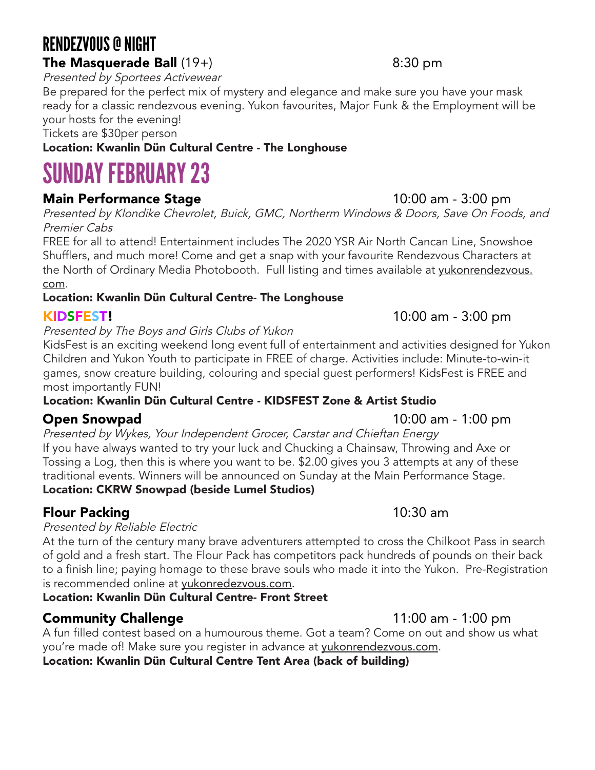# RENDEZVOUS @ NIGHT

### **The Masquerade Ball** (19+) 8:30 pm

*Presented by Sportees Activewear*

Be prepared for the perfect mix of mystery and elegance and make sure you have your mask ready for a classic rendezvous evening. Yukon favourites, Major Funk & the Employment will be your hosts for the evening!

Tickets are $30per person

**Location: Kwanlin Dün Cultural Centre - The Longhouse**

# SUNDAY FEBRUARY 23

### **Main Performance Stage** 10:00 am - 3:00 pm

*Presented by Klondike Chevrolet, Buick, GMC, Northerm Windows & Doors, Save On Foods, and Premier Cabs*

FREE for all to attend! Entertainment includes The 2020 YSR Air North Cancan Line, Snowshoe Shufflers, and much more! Come and get a snap with your favourite Rendezvous Characters at the North of Ordinary Media Photobooth. Full listing and times available at yukonrendezvous.com.

**Location: Kwanlin Dün Cultural Centre- The Longhouse**

### **KIDSFEST!** 10:00 am - 3:00 pm

*Presented by The Boys and Girls Clubs of Yukon*

KidsFest is an exciting weekend long event full of entertainment and activities designed for Yukon Children and Yukon Youth to participate in FREE of charge. Activities include: Minute-to-win-it games, snow creature building, colouring and special guest performers! KidsFest is FREE and most importantly FUN!

**Location: Kwanlin Dün Cultural Centre - KIDSFEST Zone & Artist Studio**

### **Open Snowpad** 10:00 am - 1:00 pm

*Presented by Wykes, Your Independent Grocer, Carstar and Chieftan Energy*

If you have always wanted to try your luck and Chucking a Chainsaw, Throwing and Axe or Tossing a Log, then this is where you want to be. $2.00 gives you 3 attempts at any of these traditional events. Winners will be announced on Sunday at the Main Performance Stage.

**Location: CKRW Snowpad (beside Lumel Studios)**

### **Flour Packing** 10:30 am

*Presented by Reliable Electric*

At the turn of the century many brave adventurers attempted to cross the Chilkoot Pass in search of gold and a fresh start. The Flour Pack has competitors pack hundreds of pounds on their back to a finish line; paying homage to these brave souls who made it into the Yukon. Pre-Registration is recommended online at yukonredezvous.com.

**Location: Kwanlin Dün Cultural Centre- Front Street**

### **Community Challenge** 11:00 am - 1:00 pm

A fun filled contest based on a humourous theme. Got a team? Come on out and show us what you're made of! Make sure you register in advance at yukonrendezvous.com.

**Location: Kwanlin Dün Cultural Centre Tent Area (back of building)**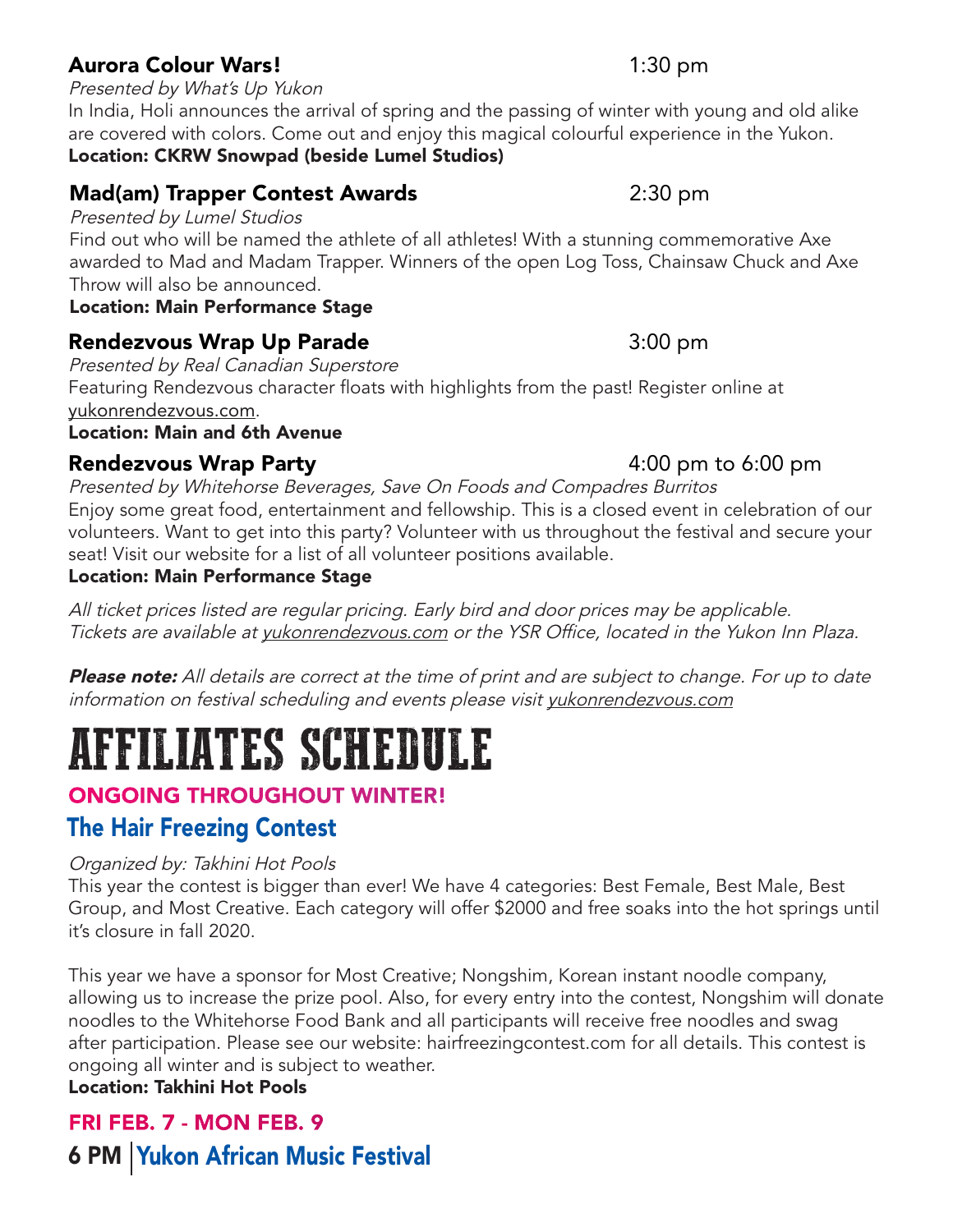### Aurora Colour Wars! 1:30 pm

*Presented by What's Up Yukon*

In India, Holi announces the arrival of spring and the passing of winter with young and old alike are covered with colors. Come out and enjoy this magical colourful experience in the Yukon.

**Location: CKRW Snowpad (beside Lumel Studios)**

### Mad(am) Trapper Contest Awards 2:30 pm

*Presented by Lumel Studios*

Find out who will be named the athlete of all athletes! With a stunning commemorative Axe awarded to Mad and Madam Trapper. Winners of the open Log Toss, Chainsaw Chuck and Axe Throw will also be announced.

**Location: Main Performance Stage**

### Rendezvous Wrap Up Parade 3:00 pm

*Presented by Real Canadian Superstore*

Featuring Rendezvous character floats with highlights from the past! Register online at yukonrendezvous.com.

**Location: Main and 6th Avenue**

### Rendezvous Wrap Party 4:00 pm to 6:00 pm

*Presented by Whitehorse Beverages, Save On Foods and Compadres Burritos*

Enjoy some great food, entertainment and fellowship. This is a closed event in celebration of our volunteers. Want to get into this party? Volunteer with us throughout the festival and secure your seat! Visit our website for a list of all volunteer positions available.

**Location: Main Performance Stage**

*All ticket prices listed are regular pricing. Early bird and door prices may be applicable. Tickets are available at yukonrendezvous.com or the YSR Office, located in the Yukon Inn Plaza.*

***Please note:*** *All details are correct at the time of print and are subject to change. For up to date information on festival scheduling and events please visit yukonrendezvous.com*

# AFFILIATES SCHEDULE

## ONGOING THROUGHOUT WINTER!

### The Hair Freezing Contest

*Organized by: Takhini Hot Pools*

This year the contest is bigger than ever! We have 4 categories: Best Female, Best Male, Best Group, and Most Creative. Each category will offer $2000 and free soaks into the hot springs until it's closure in fall 2020.

This year we have a sponsor for Most Creative; Nongshim, Korean instant noodle company, allowing us to increase the prize pool. Also, for every entry into the contest, Nongshim will donate noodles to the Whitehorse Food Bank and all participants will receive free noodles and swag after participation. Please see our website: hairfreezingcontest.com for all details. This contest is ongoing all winter and is subject to weather.

**Location: Takhini Hot Pools**

## FRI FEB. 7 - MON FEB. 9

### 6 PM | Yukon African Music Festival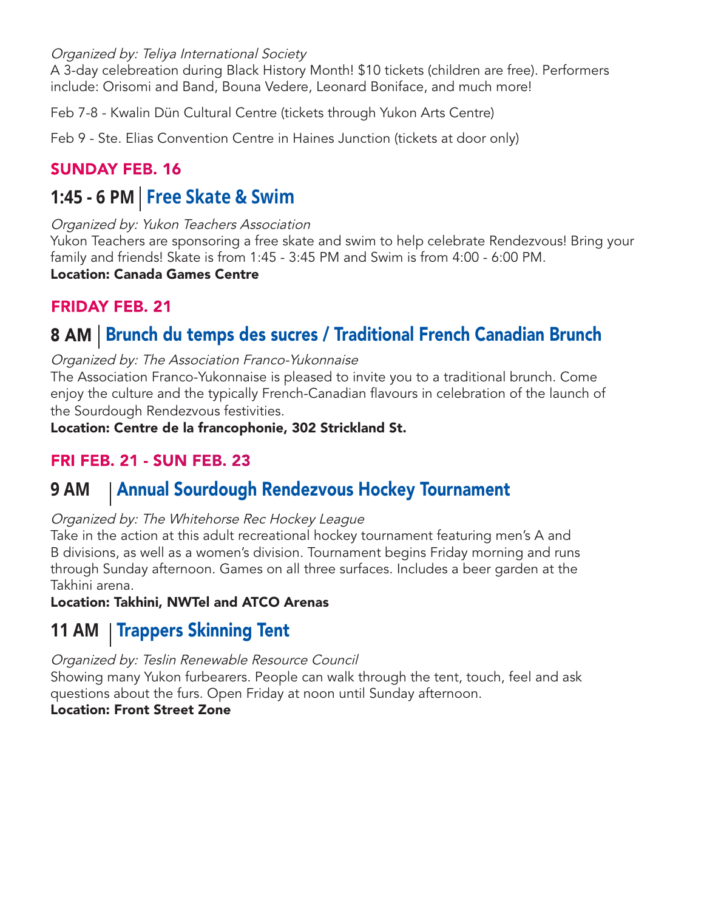*Organized by: Teliya International Society*
A 3-day celebration during Black History Month! $10 tickets (children are free). Performers include: Orisomi and Band, Bouna Vedere, Leonard Boniface, and much more!

Feb 7-8 - Kwalin Dün Cultural Centre (tickets through Yukon Arts Centre)

Feb 9 - Ste. Elias Convention Centre in Haines Junction (tickets at door only)

## SUNDAY FEB. 16

### 1:45 - 6 PM | Free Skate & Swim

*Organized by: Yukon Teachers Association*
Yukon Teachers are sponsoring a free skate and swim to help celebrate Rendezvous! Bring your family and friends! Skate is from 1:45 - 3:45 PM and Swim is from 4:00 - 6:00 PM.
**Location: Canada Games Centre**

## FRIDAY FEB. 21

### 8 AM | Brunch du temps des sucres / Traditional French Canadian Brunch

*Organized by: The Association Franco-Yukonnaise*
The Association Franco-Yukonnaise is pleased to invite you to a traditional brunch. Come enjoy the culture and the typically French-Canadian flavours in celebration of the launch of the Sourdough Rendezvous festivities.
**Location: Centre de la francophonie, 302 Strickland St.**

## FRI FEB. 21 - SUN FEB. 23

### 9 AM | Annual Sourdough Rendezvous Hockey Tournament

*Organized by: The Whitehorse Rec Hockey League*
Take in the action at this adult recreational hockey tournament featuring men's A and B divisions, as well as a women's division. Tournament begins Friday morning and runs through Sunday afternoon. Games on all three surfaces. Includes a beer garden at the Takhini arena.
**Location: Takhini, NWTel and ATCO Arenas**

### 11 AM | Trappers Skinning Tent

*Organized by: Teslin Renewable Resource Council*
Showing many Yukon furbearers. People can walk through the tent, touch, feel and ask questions about the furs. Open Friday at noon until Sunday afternoon.
**Location: Front Street Zone**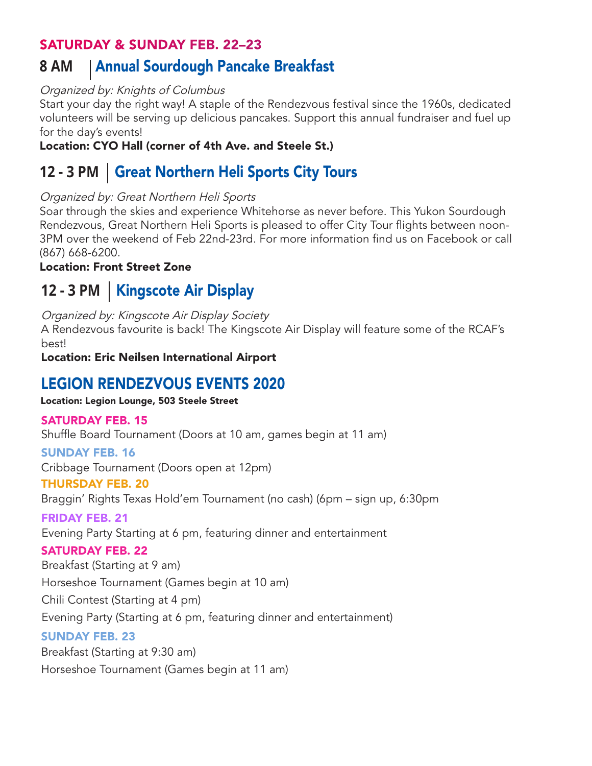## SATURDAY & SUNDAY FEB. 22–23

### 8 AM | Annual Sourdough Pancake Breakfast

*Organized by: Knights of Columbus*

Start your day the right way! A staple of the Rendezvous festival since the 1960s, dedicated volunteers will be serving up delicious pancakes. Support this annual fundraiser and fuel up for the day's events!

**Location: CYO Hall (corner of 4th Ave. and Steele St.)**

### 12 - 3 PM | Great Northern Heli Sports City Tours

*Organized by: Great Northern Heli Sports*

Soar through the skies and experience Whitehorse as never before. This Yukon Sourdough Rendezvous, Great Northern Heli Sports is pleased to offer City Tour flights between noon-3PM over the weekend of Feb 22nd-23rd. For more information find us on Facebook or call (867) 668-6200.

**Location: Front Street Zone**

### 12 - 3 PM | Kingscote Air Display

*Organized by: Kingscote Air Display Society*

A Rendezvous favourite is back! The Kingscote Air Display will feature some of the RCAF's best!

**Location: Eric Neilsen International Airport**

## LEGION RENDEZVOUS EVENTS 2020

**Location: Legion Lounge, 503 Steele Street**

**SATURDAY FEB. 15**

Shuffle Board Tournament (Doors at 10 am, games begin at 11 am)

**SUNDAY FEB. 16**

Cribbage Tournament (Doors open at 12pm)

**THURSDAY FEB. 20**

Braggin' Rights Texas Hold'em Tournament (no cash) (6pm – sign up, 6:30pm

**FRIDAY FEB. 21**

Evening Party Starting at 6 pm, featuring dinner and entertainment

**SATURDAY FEB. 22**

Breakfast (Starting at 9 am)

Horseshoe Tournament (Games begin at 10 am)

Chili Contest (Starting at 4 pm)

Evening Party (Starting at 6 pm, featuring dinner and entertainment)

**SUNDAY FEB. 23**

Breakfast (Starting at 9:30 am)

Horseshoe Tournament (Games begin at 11 am)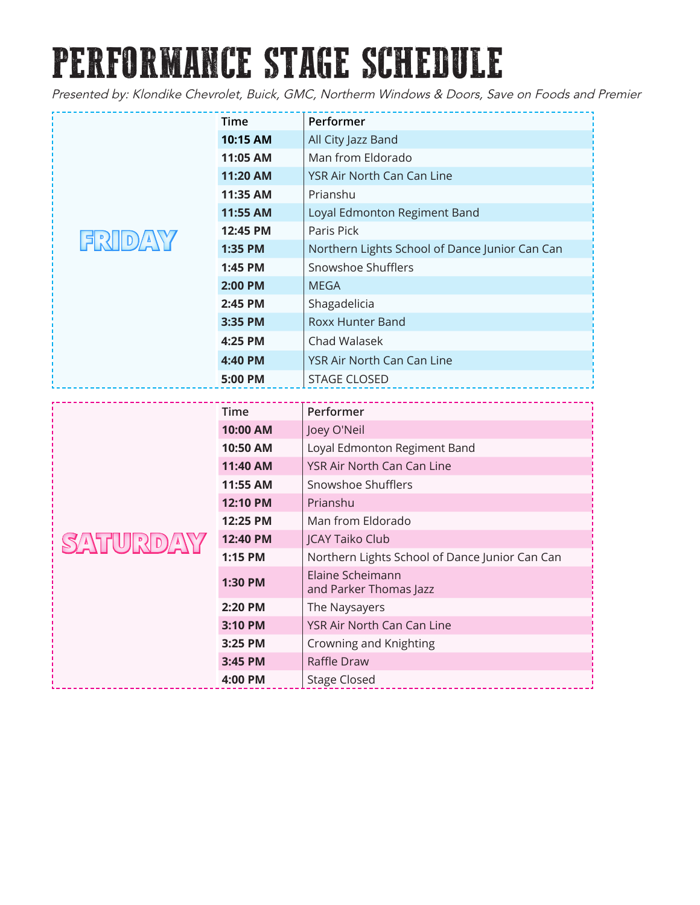# PERFORMANCE STAGE SCHEDULE

*Presented by: Klondike Chevrolet, Buick, GMC, Northerm Windows & Doors, Save on Foods and Premier*

## FRIDAY

| Time | Performer |
|---|---|
| **10:15 AM** | All City Jazz Band |
| **11:05 AM** | Man from Eldorado |
| **11:20 AM** | YSR Air North Can Can Line |
| **11:35 AM** | Prianshu |
| **11:55 AM** | Loyal Edmonton Regiment Band |
| **12:45 PM** | Paris Pick |
| **1:35 PM** | Northern Lights School of Dance Junior Can Can |
| **1:45 PM** | Snowshoe Shufflers |
| **2:00 PM** | MEGA |
| **2:45 PM** | Shagadelicia |
| **3:35 PM** | Roxx Hunter Band |
| **4:25 PM** | Chad Walasek |
| **4:40 PM** | YSR Air North Can Can Line |
| **5:00 PM** | STAGE CLOSED |

## SATURDAY

| Time | Performer |
|---|---|
| **10:00 AM** | Joey O'Neil |
| **10:50 AM** | Loyal Edmonton Regiment Band |
| **11:40 AM** | YSR Air North Can Can Line |
| **11:55 AM** | Snowshoe Shufflers |
| **12:10 PM** | Prianshu |
| **12:25 PM** | Man from Eldorado |
| **12:40 PM** | JCAY Taiko Club |
| **1:15 PM** | Northern Lights School of Dance Junior Can Can |
| **1:30 PM** | Elaine Scheimann and Parker Thomas Jazz |
| **2:20 PM** | The Naysayers |
| **3:10 PM** | YSR Air North Can Can Line |
| **3:25 PM** | Crowning and Knighting |
| **3:45 PM** | Raffle Draw |
| **4:00 PM** | Stage Closed |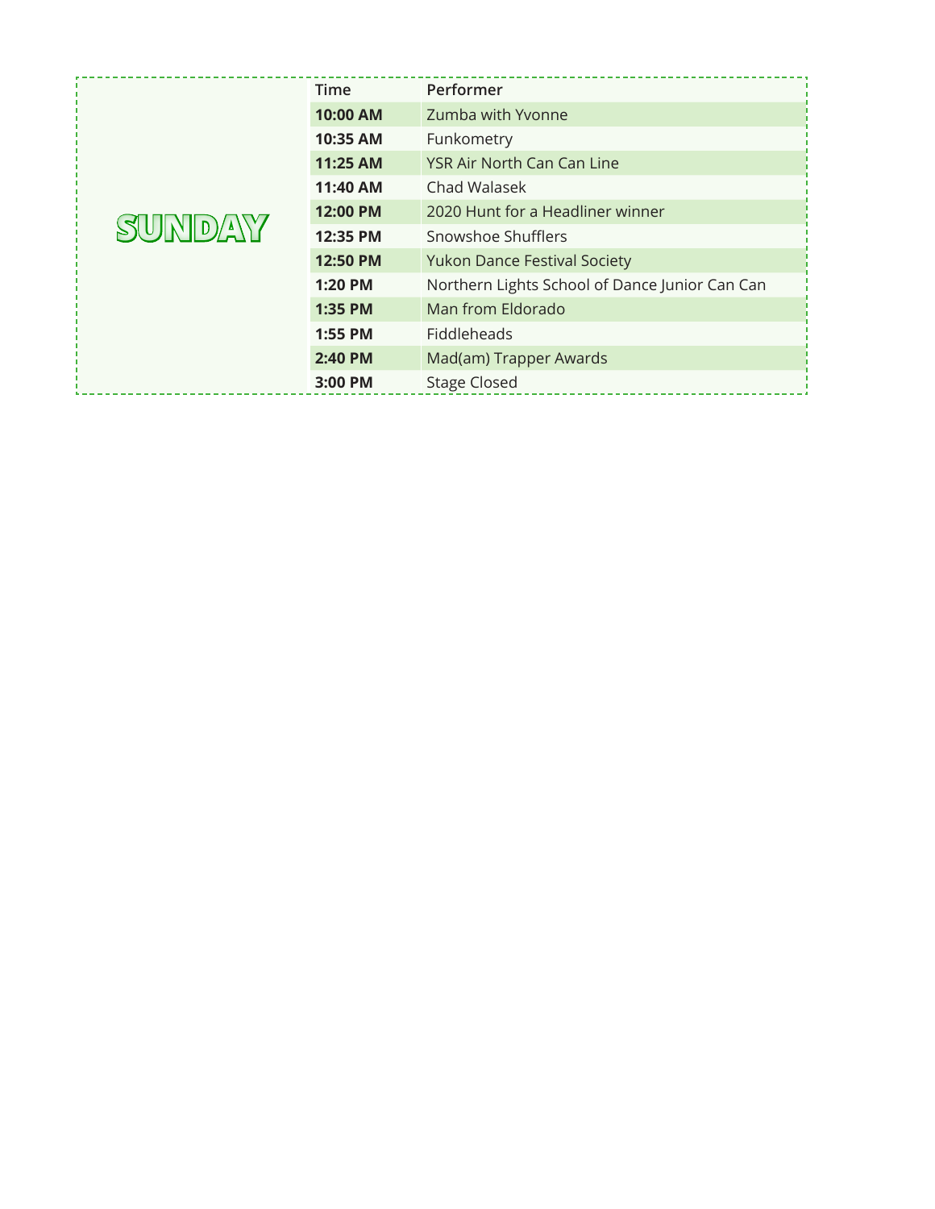## SUNDAY

| Time | Performer |
| --- | --- |
| **10:00 AM** | Zumba with Yvonne |
| **10:35 AM** | Funkometry |
| **11:25 AM** | YSR Air North Can Can Line |
| **11:40 AM** | Chad Walasek |
| **12:00 PM** | 2020 Hunt for a Headliner winner |
| **12:35 PM** | Snowshoe Shufflers |
| **12:50 PM** | Yukon Dance Festival Society |
| **1:20 PM** | Northern Lights School of Dance Junior Can Can |
| **1:35 PM** | Man from Eldorado |
| **1:55 PM** | Fiddleheads |
| **2:40 PM** | Mad(am) Trapper Awards |
| **3:00 PM** | Stage Closed |